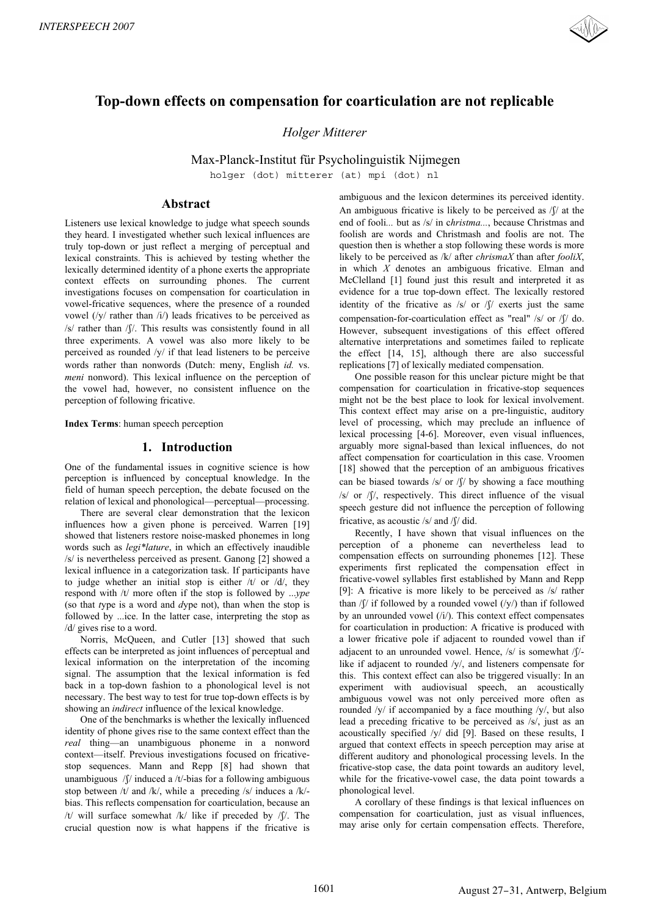# Top-down effects on compensation for coarticulation are not replicable

*Holger Mitterer*

Max-Planck-Institut für Psycholinguistik Nijmegen

holger (dot) mitterer (at) mpi (dot) nl

## Abstract

Listeners use lexical knowledge to judge what speech sounds they heard. I investigated whether such lexical influences are truly top-down or just reflect a merging of perceptual and lexical constraints. This is achieved by testing whether the lexically determined identity of a phone exerts the appropriate context effects on surrounding phones. The current investigations focuses on compensation for coarticulation in vowel-fricative sequences, where the presence of a rounded vowel (/y/ rather than /i/) leads fricatives to be perceived as /s/ rather than /ʃ/. This results was consistently found in all three experiments. A vowel was also more likely to be perceived as rounded /y/ if that lead listeners to be perceive words rather than nonwords (Dutch: meny, English *id.* vs. *meni* nonword). This lexical influence on the perception of the vowel had, however, no consistent influence on the perception of following fricative.

**Index Terms**: human speech perception

## 1. Introduction

One of the fundamental issues in cognitive science is how perception is influenced by conceptual knowledge. In the field of human speech perception, the debate focused on the relation of lexical and phonological—perceptual—processing.

There are several clear demonstration that the lexicon influences how a given phone is perceived. Warren [19] showed that listeners restore noise-masked phonemes in long words such as *legi\*lature*, in which an effectively inaudible /s/ is nevertheless perceived as present. Ganong [2] showed a lexical influence in a categorization task. If participants have to judge whether an initial stop is either /t/ or /d/, they respond with /t/ more often if the stop is followed by *...ype* (so that *t*ype is a word and *d*ype not), than when the stop is followed by ...ice. In the latter case, interpreting the stop as /d/ gives rise to a word.

Norris, McQueen, and Cutler [13] showed that such effects can be interpreted as joint influences of perceptual and lexical information on the interpretation of the incoming signal. The assumption that the lexical information is fed back in a top-down fashion to a phonological level is not necessary. The best way to test for true top-down effects is by showing an *indirect* influence of the lexical knowledge.

One of the benchmarks is whether the lexically influenced identity of phone gives rise to the same context effect than the *real* thing—an unambiguous phoneme in a nonword context—itself. Previous investigations focused on fricative-stop sequences. Mann and Repp [8] had shown that unambiguous /ʃ/ induced a /t/-bias for a following ambiguous stop between /t/ and /k/, while a preceding /s/ induces a /k/-bias. This reflects compensation for coarticulation, because an /t/ will surface somewhat /k/ like if preceded by /ʃ/. The crucial question now is what happens if the fricative is ambiguous and the lexicon determines its perceived identity. An ambiguous fricative is likely to be perceived as /ʃ/ at the end of fooli*...* but as /s/ in c*hristma...*, because Christmas and foolish are words and Christmash and foolis are not. The question then is whether a stop following these words is more likely to be perceived as /k/ after *chrismaX* than after *fooliX*, in which *X* denotes an ambiguous fricative. Elman and McClelland [1] found just this result and interpreted it as evidence for a true top-down effect. The lexically restored identity of the fricative as /s/ or /ʃ/ exerts just the same compensation-for-coarticulation effect as "real" /s/ or /ʃ/ do. However, subsequent investigations of this effect offered alternative interpretations and sometimes failed to replicate the effect [14, 15], although there are also successful replications [7] of lexically mediated compensation.

One possible reason for this unclear picture might be that compensation for coarticulation in fricative-stop sequences might not be the best place to look for lexical involvement. This context effect may arise on a pre-linguistic, auditory level of processing, which may preclude an influence of lexical processing [4-6]. Moreover, even visual influences, arguably more signal-based than lexical influences, do not affect compensation for coarticulation in this case. Vroomen [18] showed that the perception of an ambiguous fricatives can be biased towards /s/ or /ʃ/ by showing a face mouthing /s/ or /ʃ/, respectively. This direct influence of the visual speech gesture did not influence the perception of following fricative, as acoustic /s/ and /ʃ/ did.

Recently, I have shown that visual influences on the perception of a phoneme can nevertheless lead to compensation effects on surrounding phonemes [12]. These experiments first replicated the compensation effect in fricative-vowel syllables first established by Mann and Repp [9]: A fricative is more likely to be perceived as /s/ rather than /ʃ/ if followed by a rounded vowel (/y/) than if followed by an unrounded vowel (/i/). This context effect compensates for coarticulation in production: A fricative is produced with a lower fricative pole if adjacent to rounded vowel than if adjacent to an unrounded vowel. Hence, /s/ is somewhat /ʃ/-like if adjacent to rounded /y/, and listeners compensate for this. This context effect can also be triggered visually: In an experiment with audiovisual speech, an acoustically ambiguous vowel was not only perceived more often as rounded /y/ if accompanied by a face mouthing /y/, but also lead a preceding fricative to be perceived as /s/, just as an acoustically specified /y/ did [9]. Based on these results, I argued that context effects in speech perception may arise at different auditory and phonological processing levels. In the fricative-stop case, the data point towards an auditory level, while for the fricative-vowel case, the data point towards a phonological level.

A corollary of these findings is that lexical influences on compensation for coarticulation, just as visual influences, may arise only for certain compensation effects. Therefore,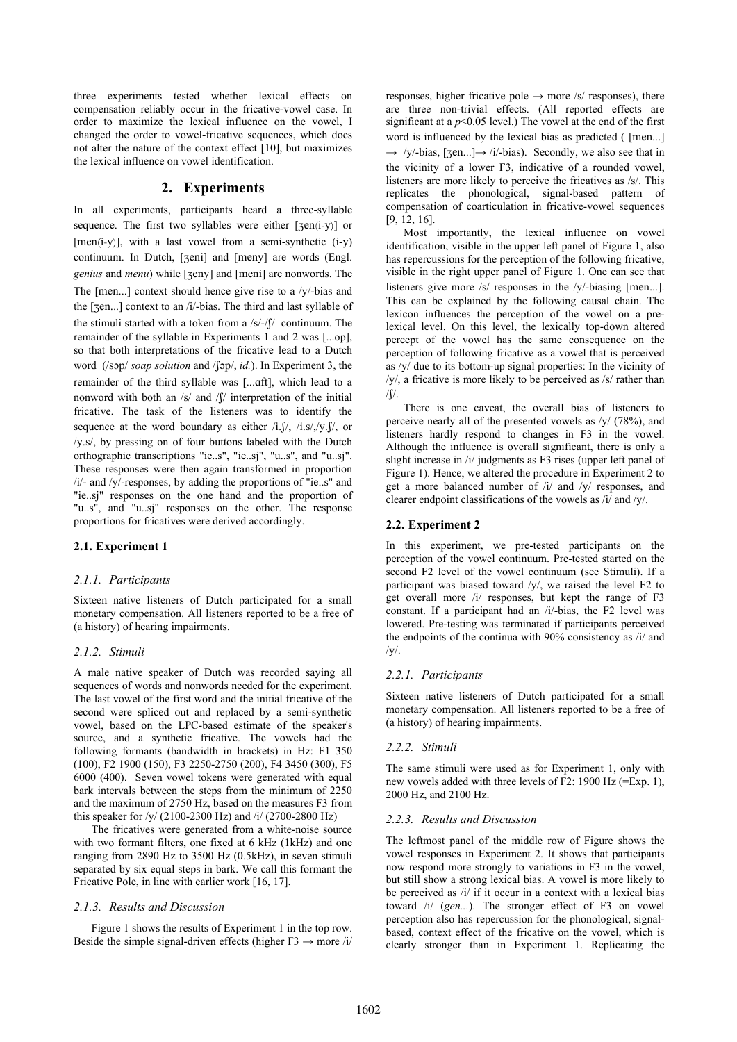three experiments tested whether lexical effects on compensation reliably occur in the fricative-vowel case. In order to maximize the lexical influence on the vowel, I changed the order to vowel-fricative sequences, which does not alter the nature of the context effect [10], but maximizes the lexical influence on vowel identification.

## 2. Experiments

In all experiments, participants heard a three-syllable sequence. The first two syllables were either [ʒen(i-y)] or [men(i-y)], with a last vowel from a semi-synthetic (i-y) continuum. In Dutch, [ʒeni] and [meny] are words (Engl. *genius* and *menu*) while [ʒeny] and [meni] are nonwords. The The [men...] context should hence give rise to a /y/-bias and the [ʒen...] context to an /i/-bias. The third and last syllable of the stimuli started with a token from a /s/-/ʃ/ continuum. The remainder of the syllable in Experiments 1 and 2 was [...ɔp], so that both interpretations of the fricative lead to a Dutch word (/sɔp/ *soap solution* and /ʃɔp/, *id.*). In Experiment 3, the remainder of the third syllable was [...ɑft], which lead to a nonword with both an /s/ and /ʃ/ interpretation of the initial fricative. The task of the listeners was to identify the sequence at the word boundary as either /i.ʃ/, /i.s/,/y.ʃ/, or /y.s/, by pressing on of four buttons labeled with the Dutch orthographic transcriptions "ie..s", "ie..sj", "u..s", and "u..sj". These responses were then again transformed in proportion /i/- and /y/-responses, by adding the proportions of "ie..s" and "ie..sj" responses on the one hand and the proportion of "u..s", and "u..sj" responses on the other. The response proportions for fricatives were derived accordingly.

### 2.1. Experiment 1

#### 2.1.1. Participants

Sixteen native listeners of Dutch participated for a small monetary compensation. All listeners reported to be a free of (a history) of hearing impairments.

#### 2.1.2. Stimuli

A male native speaker of Dutch was recorded saying all sequences of words and nonwords needed for the experiment. The last vowel of the first word and the initial fricative of the second were spliced out and replaced by a semi-synthetic vowel, based on the LPC-based estimate of the speaker's source, and a synthetic fricative. The vowels had the following formants (bandwidth in brackets) in Hz: F1 350 (100), F2 1900 (150), F3 2250-2750 (200), F4 3450 (300), F5 6000 (400). Seven vowel tokens were generated with equal bark intervals between the steps from the minimum of 2250 and the maximum of 2750 Hz, based on the measures F3 from this speaker for /y/ (2100-2300 Hz) and /i/ (2700-2800 Hz)

The fricatives were generated from a white-noise source with two formant filters, one fixed at 6 kHz (1kHz) and one ranging from 2890 Hz to 3500 Hz (0.5kHz), in seven stimuli separated by six equal steps in bark. We call this formant the Fricative Pole, in line with earlier work [16, 17].

#### 2.1.3. Results and Discussion

Figure 1 shows the results of Experiment 1 in the top row. Beside the simple signal-driven effects (higher F3 → more /i/ responses, higher fricative pole → more /s/ responses), there are three non-trivial effects. (All reported effects are significant at a $p<0.05$ level.) The vowel at the end of the first word is influenced by the lexical bias as predicted ( [men...] → /y/-bias, [ʒen...]→ /i/-bias). Secondly, we also see that in the vicinity of a lower F3, indicative of a rounded vowel, listeners are more likely to perceive the fricatives as /s/. This replicates the phonological, signal-based pattern of compensation of coarticulation in fricative-vowel sequences [9, 12, 16].

Most importantly, the lexical influence on vowel identification, visible in the upper left panel of Figure 1, also has repercussions for the perception of the following fricative, visible in the right upper panel of Figure 1. One can see that listeners give more /s/ responses in the /y/-biasing [men...]. This can be explained by the following causal chain. The lexicon influences the perception of the vowel on a pre-lexical level. On this level, the lexically top-down altered percept of the vowel has the same consequence on the perception of following fricative as a vowel that is perceived as /y/ due to its bottom-up signal properties: In the vicinity of /y/, a fricative is more likely to be perceived as /s/ rather than /ʃ/.

There is one caveat, the overall bias of listeners to perceive nearly all of the presented vowels as /y/ (78%), and listeners hardly respond to changes in F3 in the vowel. Although the influence is overall significant, there is only a slight increase in /i/ judgments as F3 rises (upper left panel of Figure 1). Hence, we altered the procedure in Experiment 2 to get a more balanced number of /i/ and /y/ responses, and clearer endpoint classifications of the vowels as /i/ and /y/.

### 2.2. Experiment 2

In this experiment, we pre-tested participants on the perception of the vowel continuum. Pre-tested started on the second F2 level of the vowel continuum (see Stimuli). If a participant was biased toward /y/, we raised the level F2 to get overall more /i/ responses, but kept the range of F3 constant. If a participant had an /i/-bias, the F2 level was lowered. Pre-testing was terminated if participants perceived the endpoints of the continua with 90% consistency as /i/ and /y/.

#### 2.2.1. Participants

Sixteen native listeners of Dutch participated for a small monetary compensation. All listeners reported to be a free of (a history) of hearing impairments.

#### 2.2.2. Stimuli

The same stimuli were used as for Experiment 1, only with new vowels added with three levels of F2: 1900 Hz (=Exp. 1), 2000 Hz, and 2100 Hz.

#### 2.2.3. Results and Discussion

The leftmost panel of the middle row of Figure shows the vowel responses in Experiment 2. It shows that participants now respond more strongly to variations in F3 in the vowel, but still show a strong lexical bias. A vowel is more likely to be perceived as /i/ if it occur in a context with a lexical bias toward /i/ (*gen...*). The stronger effect of F3 on vowel perception also has repercussion for the phonological, signal-based, context effect of the fricative on the vowel, which is clearly stronger than in Experiment 1. Replicating the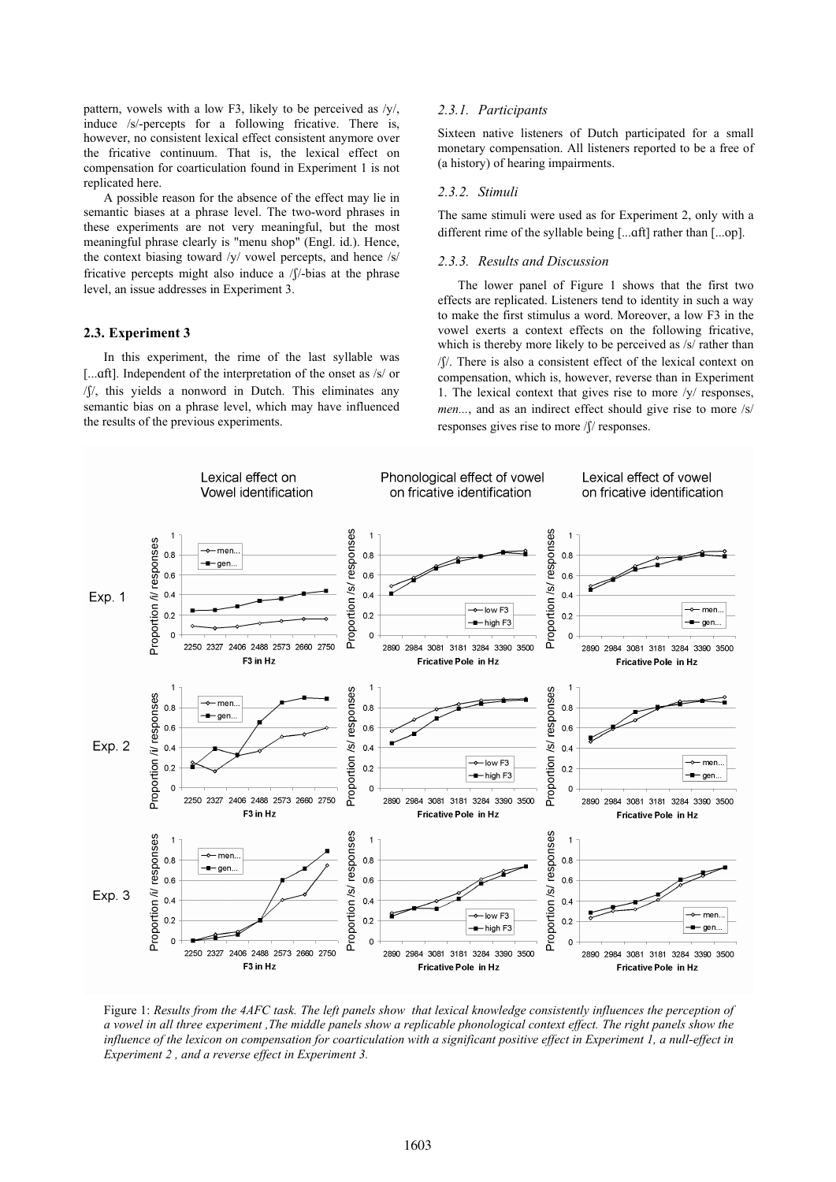pattern, vowels with a low F3, likely to be perceived as /y/, induce /s/-percepts for a following fricative. There is, however, no consistent lexical effect consistent anymore over the fricative continuum. That is, the lexical effect on compensation for coarticulation found in Experiment 1 is not replicated here.

A possible reason for the absence of the effect may lie in semantic biases at a phrase level. The two-word phrases in these experiments are not very meaningful, but the most meaningful phrase clearly is "menu shop" (Engl. id.). Hence, the context biasing toward /y/ vowel percepts, and hence /s/ fricative percepts might also induce a /ʃ/-bias at the phrase level, an issue addresses in Experiment 3.

### 2.3. Experiment 3

In this experiment, the rime of the last syllable was [...ɑft]. Independent of the interpretation of the onset as /s/ or /ʃ/, this yields a nonword in Dutch. This eliminates any semantic bias on a phrase level, which may have influenced the results of the previous experiments.

#### *2.3.1. Participants*

Sixteen native listeners of Dutch participated for a small monetary compensation. All listeners reported to be a free of (a history) of hearing impairments.

#### *2.3.2. Stimuli*

The same stimuli were used as for Experiment 2, only with a different rime of the syllable being [...ɑft] rather than [...op].

#### *2.3.3. Results and Discussion*

The lower panel of Figure 1 shows that the first two effects are replicated. Listeners tend to identity in such a way to make the first stimulus a word. Moreover, a low F3 in the vowel exerts a context effects on the following fricative, which is thereby more likely to be perceived as /s/ rather than /ʃ/. There is also a consistent effect of the lexical context on compensation, which is, however, reverse than in Experiment 1. The lexical context that gives rise to more /y/ responses, *men...*, and as an indirect effect should give rise to more /s/ responses gives rise to more /ʃ/ responses.

Figure 1: *Results from the 4AFC task. The left panels show that lexical knowledge consistently influences the perception of a vowel in all three experiment ,The middle panels show a replicable phonological context effect. The right panels show the influence of the lexicon on compensation for coarticulation with a significant positive effect in Experiment 1, a null-effect in Experiment 2 , and a reverse effect in Experiment 3.*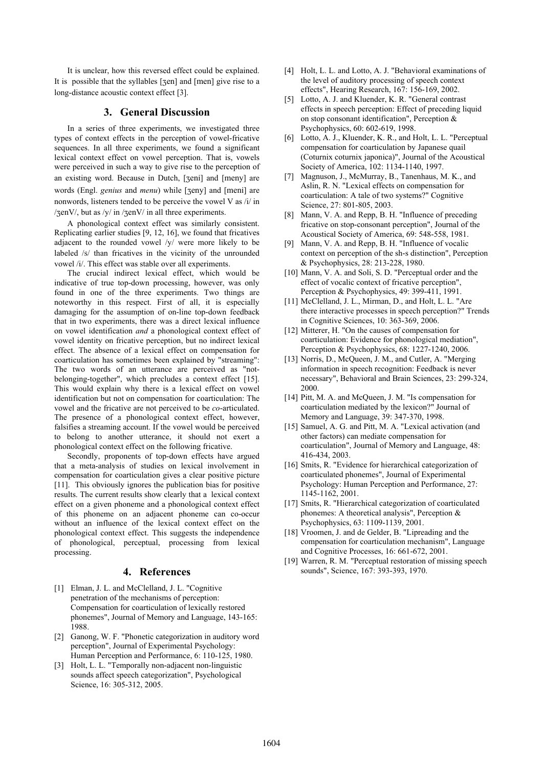It is unclear, how this reversed effect could be explained. It is possible that the syllables [ʒen] and [men] give rise to a long-distance acoustic context effect [3].

## 3. General Discussion

In a series of three experiments, we investigated three types of context effects in the perception of vowel-fricative sequences. In all three experiments, we found a significant lexical context effect on vowel perception. That is, vowels were perceived in such a way to give rise to the perception of an existing word. Because in Dutch, [ʒeni] and [meny] are words (Engl. *genius* and *menu*) while [ʒeny] and [meni] are nonwords, listeners tended to be perceive the vowel V as /i/ in /ʒenV/, but as /y/ in /ʒenV/ in all three experiments.

A phonological context effect was similarly consistent. Replicating earlier studies [9, 12, 16], we found that fricatives adjacent to the rounded vowel /y/ were more likely to be labeled /s/ than fricatives in the vicinity of the unrounded vowel /i/. This effect was stable over all experiments.

The crucial indirect lexical effect, which would be indicative of true top-down processing, however, was only found in one of the three experiments. Two things are noteworthy in this respect. First of all, it is especially damaging for the assumption of on-line top-down feedback that in two experiments, there was a direct lexical influence on vowel identification *and* a phonological context effect of vowel identity on fricative perception, but no indirect lexical effect. The absence of a lexical effect on compensation for coarticulation has sometimes been explained by "streaming": The two words of an utterance are perceived as "not-belonging-together", which precludes a context effect [15]. This would explain why there is a lexical effect on vowel identification but not on compensation for coarticulation: The vowel and the fricative are not perceived to be *co*-articulated. The presence of a phonological context effect, however, falsifies a streaming account. If the vowel would be perceived to belong to another utterance, it should not exert a phonological context effect on the following fricative.

Secondly, proponents of top-down effects have argued that a meta-analysis of studies on lexical involvement in compensation for coarticulation gives a clear picture [11]. This obviously ignores the publication bias for positive results. The current results show clearly that a lexical context effect on a given phoneme and a phonological context effect of this phoneme on an adjacent phoneme can co-occur without an influence of the lexical context effect on the phonological context effect. This suggests the independence of phonological, perceptual, processing from lexical processing.

## 4. References

[1] Elman, J. L. and McClelland, J. L. "Cognitive penetration of the mechanisms of perception: Compensation for coarticulation of lexically restored phonemes", Journal of Memory and Language, 143-165: 1988.

[2] Ganong, W. F. "Phonetic categorization in auditory word perception", Journal of Experimental Psychology: Human Perception and Performance, 6: 110-125, 1980.

[3] Holt, L. L. "Temporally non-adjacent non-linguistic sounds affect speech categorization", Psychological Science, 16: 305-312, 2005.

[4] Holt, L. L. and Lotto, A. J. "Behavioral examinations of the level of auditory processing of speech context effects", Hearing Research, 167: 156-169, 2002.

[5] Lotto, A. J. and Kluender, K. R. "General contrast effects in speech perception: Effect of preceding liquid on stop consonant identification", Perception & Psychophysics, 60: 602-619, 1998.

[6] Lotto, A. J., Kluender, K. R., and Holt, L. L. "Perceptual compensation for coarticulation by Japanese quail (Coturnix coturnix japonica)", Journal of the Acoustical Society of America, 102: 1134-1140, 1997.

[7] Magnuson, J., McMurray, B., Tanenhaus, M. K., and Aslin, R. N. "Lexical effects on compensation for coarticulation: A tale of two systems?" Cognitive Science, 27: 801-805, 2003.

[8] Mann, V. A. and Repp, B. H. "Influence of preceding fricative on stop-consonant perception", Journal of the Acoustical Society of America, 69: 548-558, 1981.

[9] Mann, V. A. and Repp, B. H. "Influence of vocalic context on perception of the sh-s distinction", Perception & Psychophysics, 28: 213-228, 1980.

[10] Mann, V. A. and Soli, S. D. "Perceptual order and the effect of vocalic context of fricative perception", Perception & Psychophysics, 49: 399-411, 1991.

[11] McClelland, J. L., Mirman, D., and Holt, L. L. "Are there interactive processes in speech perception?" Trends in Cognitive Sciences, 10: 363-369, 2006.

[12] Mitterer, H. "On the causes of compensation for coarticulation: Evidence for phonological mediation", Perception & Psychophysics, 68: 1227-1240, 2006.

[13] Norris, D., McQueen, J. M., and Cutler, A. "Merging information in speech recognition: Feedback is never necessary", Behavioral and Brain Sciences, 23: 299-324, 2000.

[14] Pitt, M. A. and McQueen, J. M. "Is compensation for coarticulation mediated by the lexicon?" Journal of Memory and Language, 39: 347-370, 1998.

[15] Samuel, A. G. and Pitt, M. A. "Lexical activation (and other factors) can mediate compensation for coarticulation", Journal of Memory and Language, 48: 416-434, 2003.

[16] Smits, R. "Evidence for hierarchical categorization of coarticulated phonemes", Journal of Experimental Psychology: Human Perception and Performance, 27: 1145-1162, 2001.

[17] Smits, R. "Hierarchical categorization of coarticulated phonemes: A theoretical analysis", Perception & Psychophysics, 63: 1109-1139, 2001.

[18] Vroomen, J. and de Gelder, B. "Lipreading and the compensation for coarticulation mechanism", Language and Cognitive Processes, 16: 661-672, 2001.

[19] Warren, R. M. "Perceptual restoration of missing speech sounds", Science, 167: 393-393, 1970.